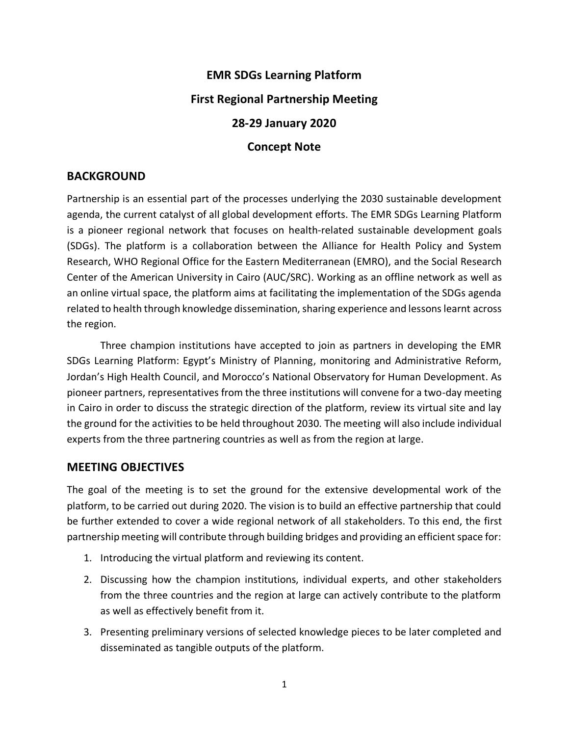# EMR SDGs Learning Platform

# First Regional Partnership Meeting

# 28-29 January 2020

# Concept Note

## BACKGROUND

Partnership is an essential part of the processes underlying the 2030 sustainable development agenda, the current catalyst of all global development efforts. The EMR SDGs Learning Platform is a pioneer regional network that focuses on health-related sustainable development goals (SDGs). The platform is a collaboration between the Alliance for Health Policy and System Research, WHO Regional Office for the Eastern Mediterranean (EMRO), and the Social Research Center of the American University in Cairo (AUC/SRC). Working as an offline network as well as an online virtual space, the platform aims at facilitating the implementation of the SDGs agenda related to health through knowledge dissemination, sharing experience and lessons learnt across the region.

Three champion institutions have accepted to join as partners in developing the EMR SDGs Learning Platform: Egypt's Ministry of Planning, monitoring and Administrative Reform, Jordan's High Health Council, and Morocco's National Observatory for Human Development. As pioneer partners, representatives from the three institutions will convene for a two-day meeting in Cairo in order to discuss the strategic direction of the platform, review its virtual site and lay the ground for the activities to be held throughout 2030. The meeting will also include individual experts from the three partnering countries as well as from the region at large.

## MEETING OBJECTIVES

The goal of the meeting is to set the ground for the extensive developmental work of the platform, to be carried out during 2020. The vision is to build an effective partnership that could be further extended to cover a wide regional network of all stakeholders. To this end, the first partnership meeting will contribute through building bridges and providing an efficient space for:

1. Introducing the virtual platform and reviewing its content.
2. Discussing how the champion institutions, individual experts, and other stakeholders from the three countries and the region at large can actively contribute to the platform as well as effectively benefit from it.
3. Presenting preliminary versions of selected knowledge pieces to be later completed and disseminated as tangible outputs of the platform.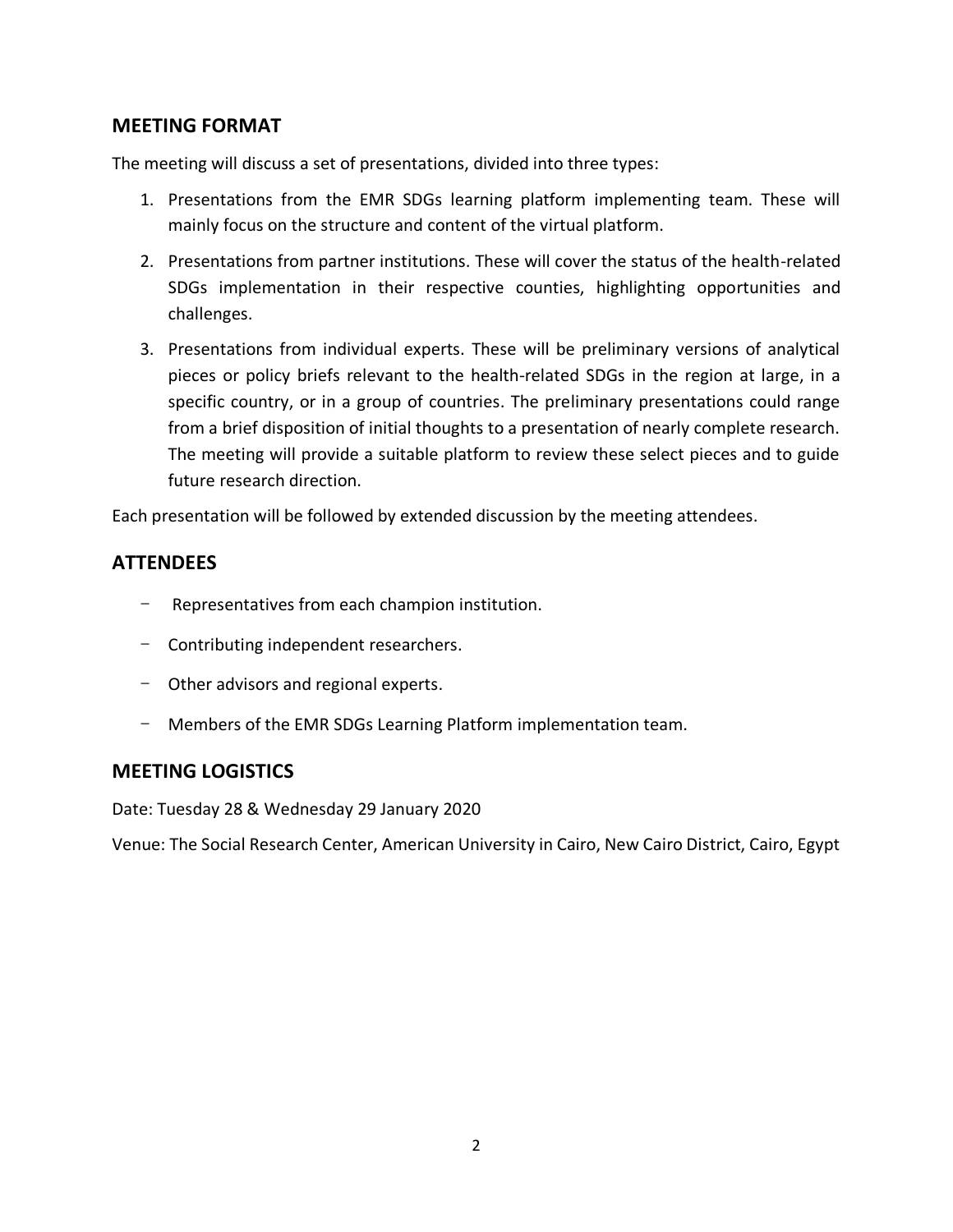## MEETING FORMAT

The meeting will discuss a set of presentations, divided into three types:

1. Presentations from the EMR SDGs learning platform implementing team. These will mainly focus on the structure and content of the virtual platform.
2. Presentations from partner institutions. These will cover the status of the health-related SDGs implementation in their respective counties, highlighting opportunities and challenges.
3. Presentations from individual experts. These will be preliminary versions of analytical pieces or policy briefs relevant to the health-related SDGs in the region at large, in a specific country, or in a group of countries. The preliminary presentations could range from a brief disposition of initial thoughts to a presentation of nearly complete research. The meeting will provide a suitable platform to review these select pieces and to guide future research direction.

Each presentation will be followed by extended discussion by the meeting attendees.

## ATTENDEES

- Representatives from each champion institution.
- Contributing independent researchers.
- Other advisors and regional experts.
- Members of the EMR SDGs Learning Platform implementation team.

## MEETING LOGISTICS

Date: Tuesday 28 & Wednesday 29 January 2020

Venue: The Social Research Center, American University in Cairo, New Cairo District, Cairo, Egypt